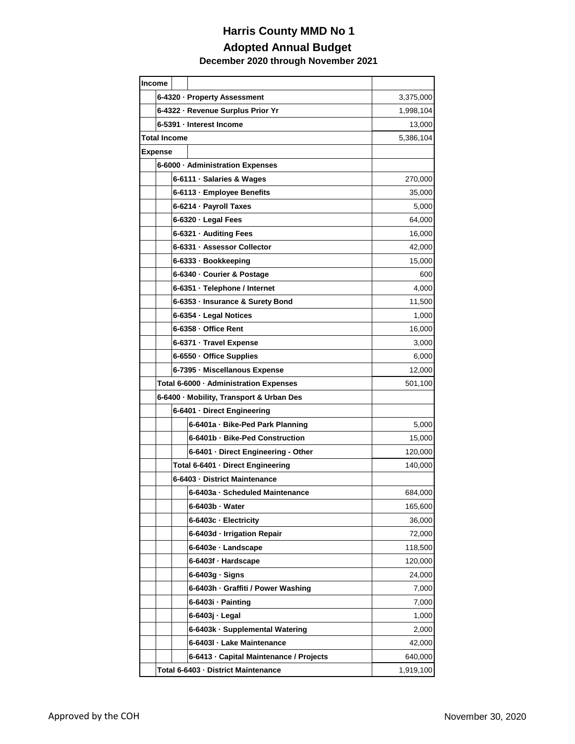# Harris County MMD No 1

## Adopted Annual Budget

### December 2020 through November 2021

| Account | Amount |
|---|---|
| **Income** | |
| 6-4320 · Property Assessment | 3,375,000 |
| 6-4322 · Revenue Surplus Prior Yr | 1,998,104 |
| 6-5391 · Interest Income | 13,000 |
| **Total Income** | 5,386,104 |
| **Expense** | |
| 6-6000 · Administration Expenses | |
| 6-6111 · Salaries & Wages | 270,000 |
| 6-6113 · Employee Benefits | 35,000 |
| 6-6214 · Payroll Taxes | 5,000 |
| 6-6320 · Legal Fees | 64,000 |
| 6-6321 · Auditing Fees | 16,000 |
| 6-6331 · Assessor Collector | 42,000 |
| 6-6333 · Bookkeeping | 15,000 |
| 6-6340 · Courier & Postage | 600 |
| 6-6351 · Telephone / Internet | 4,000 |
| 6-6353 · Insurance & Surety Bond | 11,500 |
| 6-6354 · Legal Notices | 1,000 |
| 6-6358 · Office Rent | 16,000 |
| 6-6371 · Travel Expense | 3,000 |
| 6-6550 · Office Supplies | 6,000 |
| 6-7395 · Miscellanous Expense | 12,000 |
| Total 6-6000 · Administration Expenses | 501,100 |
| 6-6400 · Mobility, Transport & Urban Des | |
| 6-6401 · Direct Engineering | |
| 6-6401a · Bike-Ped Park Planning | 5,000 |
| 6-6401b · Bike-Ped Construction | 15,000 |
| 6-6401 · Direct Engineering - Other | 120,000 |
| Total 6-6401 · Direct Engineering | 140,000 |
| 6-6403 · District Maintenance | |
| 6-6403a · Scheduled Maintenance | 684,000 |
| 6-6403b · Water | 165,600 |
| 6-6403c · Electricity | 36,000 |
| 6-6403d · Irrigation Repair | 72,000 |
| 6-6403e · Landscape | 118,500 |
| 6-6403f · Hardscape | 120,000 |
| 6-6403g · Signs | 24,000 |
| 6-6403h · Graffiti / Power Washing | 7,000 |
| 6-6403i · Painting | 7,000 |
| 6-6403j · Legal | 1,000 |
| 6-6403k · Supplemental Watering | 2,000 |
| 6-6403l · Lake Maintenance | 42,000 |
| 6-6413 · Capital Maintenance / Projects | 640,000 |
| Total 6-6403 · District Maintenance | 1,919,100 |

Approved by the COH November 30, 2020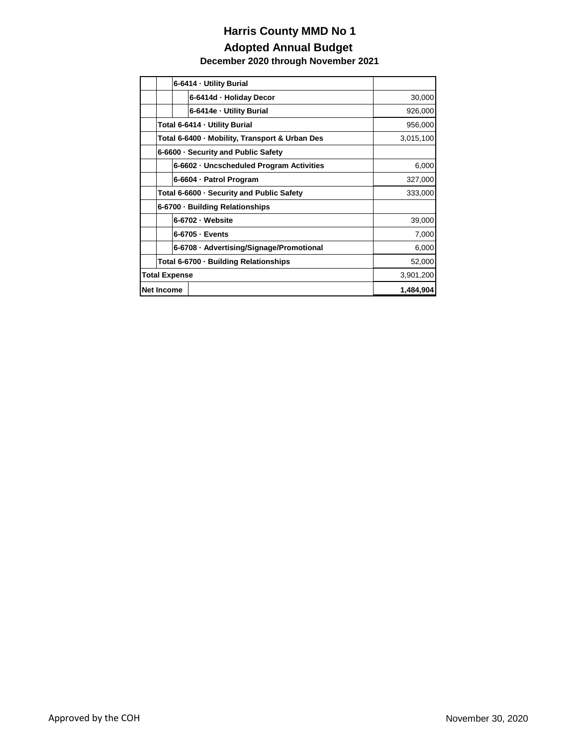# Harris County MMD No 1

## Adopted Annual Budget

### December 2020 through November 2021

| | | | | |
|---|---|---|---|---|
| | | 6-6414 · Utility Burial | | |
| | | | 6-6414d · Holiday Decor | 30,000 |
| | | | 6-6414e · Utility Burial | 926,000 |
| | Total 6-6414 · Utility Burial | | | 956,000 |
| | Total 6-6400 · Mobility, Transport & Urban Des | | | 3,015,100 |
| | 6-6600 · Security and Public Safety | | | |
| | | 6-6602 · Uncscheduled Program Activities | | 6,000 |
| | | 6-6604 · Patrol Program | | 327,000 |
| | Total 6-6600 · Security and Public Safety | | | 333,000 |
| | 6-6700 · Building Relationships | | | |
| | | 6-6702 · Website | | 39,000 |
| | | 6-6705 · Events | | 7,000 |
| | | 6-6708 · Advertising/Signage/Promotional | | 6,000 |
| | Total 6-6700 · Building Relationships | | | 52,000 |
| Total Expense | | | | 3,901,200 |
| Net Income | | | | **1,484,904** |

Approved by the COH

November 30, 2020